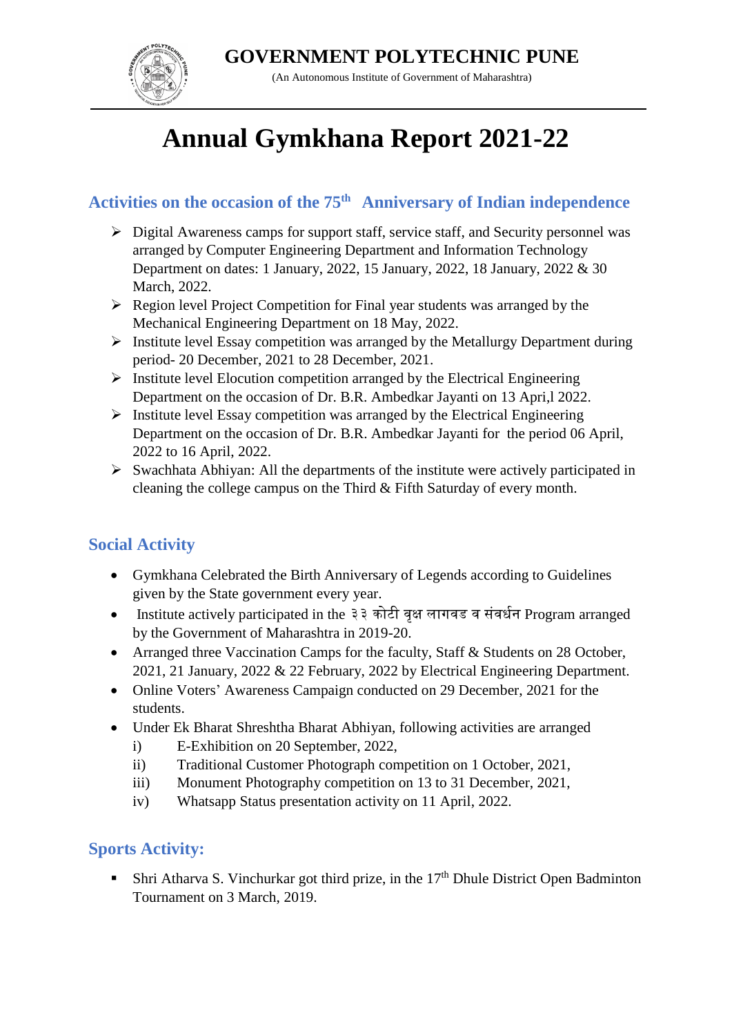# GOVERNMENT POLYTECHNIC PUNE

(An Autonomous Institute of Government of Maharashtra)

# Annual Gymkhana Report 2021-22

## Activities on the occasion of the 75th Anniversary of Indian independence

- Digital Awareness camps for support staff, service staff, and Security personnel was arranged by Computer Engineering Department and Information Technology Department on dates: 1 January, 2022, 15 January, 2022, 18 January, 2022 & 30 March, 2022.
- Region level Project Competition for Final year students was arranged by the Mechanical Engineering Department on 18 May, 2022.
- Institute level Essay competition was arranged by the Metallurgy Department during period- 20 December, 2021 to 28 December, 2021.
- Institute level Elocution competition arranged by the Electrical Engineering Department on the occasion of Dr. B.R. Ambedkar Jayanti on 13 Apri,l 2022.
- Institute level Essay competition was arranged by the Electrical Engineering Department on the occasion of Dr. B.R. Ambedkar Jayanti for the period 06 April, 2022 to 16 April, 2022.
- Swachhata Abhiyan: All the departments of the institute were actively participated in cleaning the college campus on the Third & Fifth Saturday of every month.

## Social Activity

- Gymkhana Celebrated the Birth Anniversary of Legends according to Guidelines given by the State government every year.
- Institute actively participated in the ३३ कोटी वृक्ष लागवड व संवर्धन Program arranged by the Government of Maharashtra in 2019-20.
- Arranged three Vaccination Camps for the faculty, Staff & Students on 28 October, 2021, 21 January, 2022 & 22 February, 2022 by Electrical Engineering Department.
- Online Voters' Awareness Campaign conducted on 29 December, 2021 for the students.
- Under Ek Bharat Shreshtha Bharat Abhiyan, following activities are arranged
  - i) E-Exhibition on 20 September, 2022,
  - ii) Traditional Customer Photograph competition on 1 October, 2021,
  - iii) Monument Photography competition on 13 to 31 December, 2021,
  - iv) Whatsapp Status presentation activity on 11 April, 2022.

## Sports Activity:

- Shri Atharva S. Vinchurkar got third prize, in the 17th Dhule District Open Badminton Tournament on 3 March, 2019.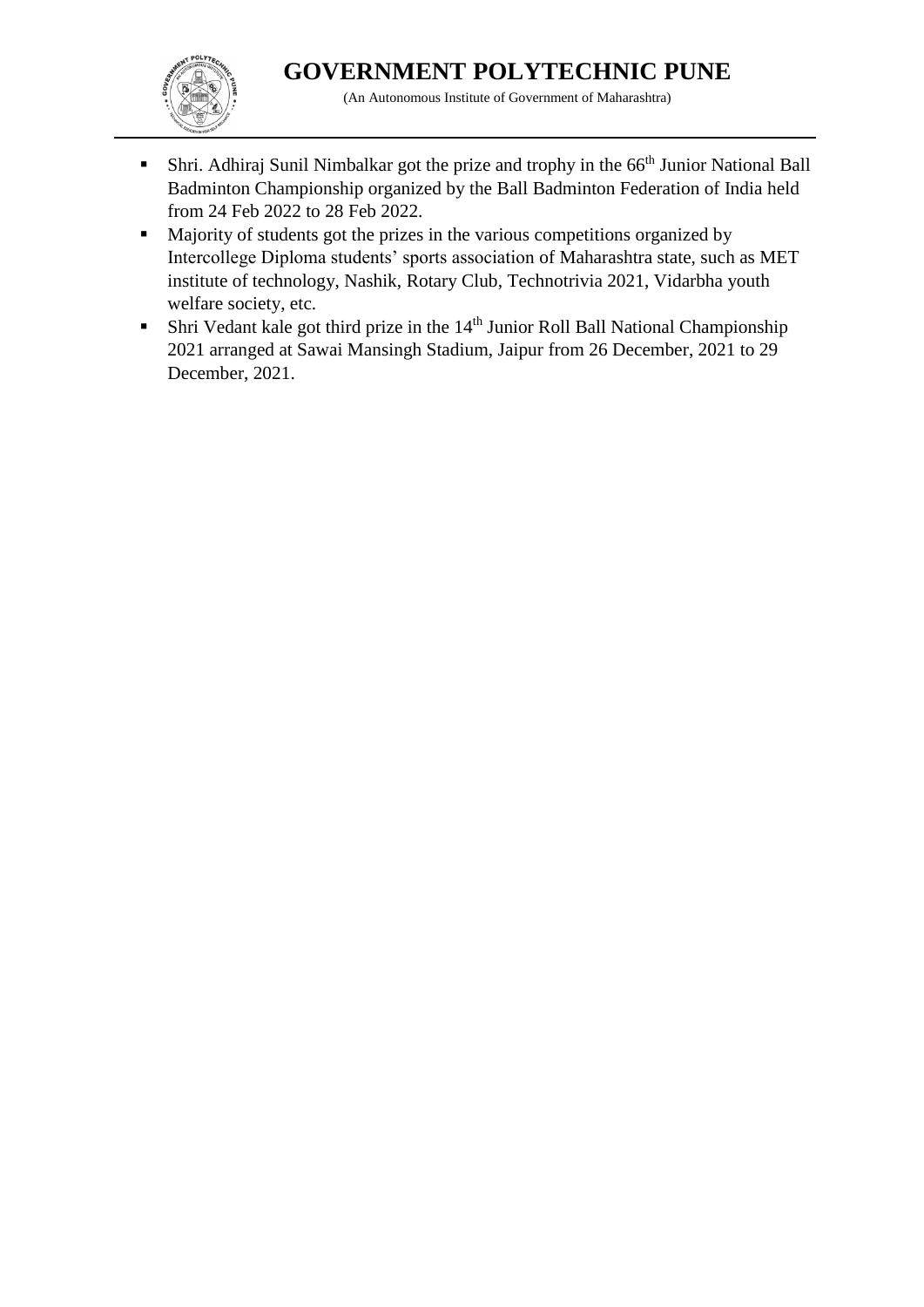- Shri. Adhiraj Sunil Nimbalkar got the prize and trophy in the 66th Junior National Ball Badminton Championship organized by the Ball Badminton Federation of India held from 24 Feb 2022 to 28 Feb 2022.
- Majority of students got the prizes in the various competitions organized by Intercollege Diploma students' sports association of Maharashtra state, such as MET institute of technology, Nashik, Rotary Club, Technotrivia 2021, Vidarbha youth welfare society, etc.
- Shri Vedant kale got third prize in the 14th Junior Roll Ball National Championship 2021 arranged at Sawai Mansingh Stadium, Jaipur from 26 December, 2021 to 29 December, 2021.